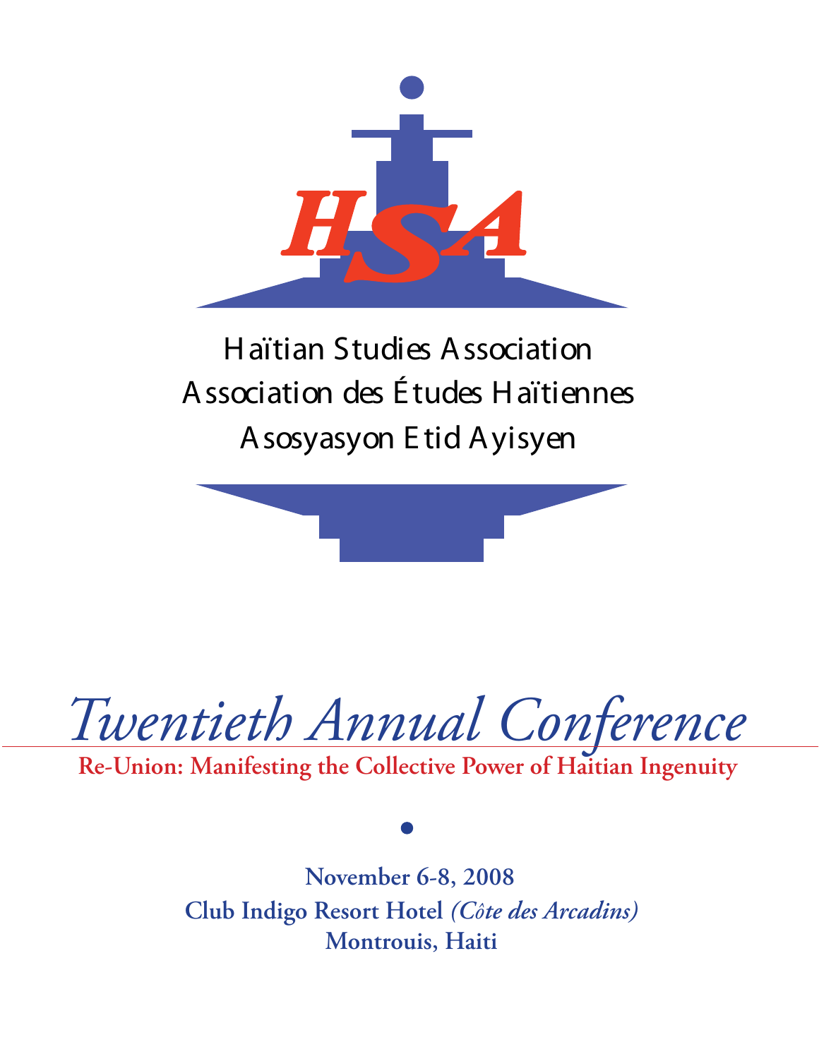HSA

Haïtian Studies Association

Association des Études Haïtiennes

Asosyasyon Etid Ayisyen

# *Twentieth Annual Conference*

**Re-Union: Manifesting the Collective Power of Haitian Ingenuity**

•

**November 6-8, 2008**

**Club Indigo Resort Hotel** ***(Côte des Arcadins)***

**Montrouis, Haiti**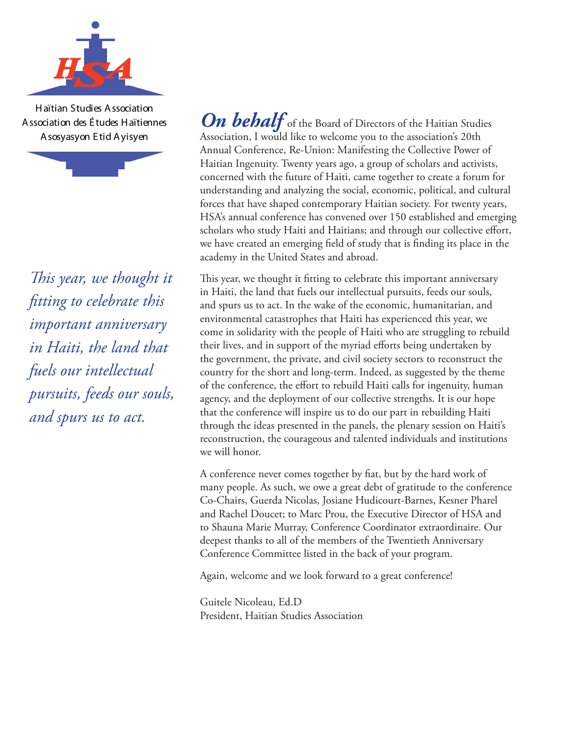Haïtian Studies Association
Association des Études Haïtiennes
Asosyasyon Etid Ayisyen

*This year, we thought it fitting to celebrate this important anniversary in Haiti, the land that fuels our intellectual pursuits, feeds our souls, and spurs us to act.*

***On behalf*** of the Board of Directors of the Haitian Studies Association, I would like to welcome you to the association's 20th Annual Conference, Re-Union: Manifesting the Collective Power of Haitian Ingenuity. Twenty years ago, a group of scholars and activists, concerned with the future of Haiti, came together to create a forum for understanding and analyzing the social, economic, political, and cultural forces that have shaped contemporary Haitian society. For twenty years, HSA's annual conference has convened over 150 established and emerging scholars who study Haiti and Haitians; and through our collective effort, we have created an emerging field of study that is finding its place in the academy in the United States and abroad.

This year, we thought it fitting to celebrate this important anniversary in Haiti, the land that fuels our intellectual pursuits, feeds our souls, and spurs us to act. In the wake of the economic, humanitarian, and environmental catastrophes that Haiti has experienced this year, we come in solidarity with the people of Haiti who are struggling to rebuild their lives, and in support of the myriad efforts being undertaken by the government, the private, and civil society sectors to reconstruct the country for the short and long-term. Indeed, as suggested by the theme of the conference, the effort to rebuild Haiti calls for ingenuity, human agency, and the deployment of our collective strengths. It is our hope that the conference will inspire us to do our part in rebuilding Haiti through the ideas presented in the panels, the plenary session on Haiti's reconstruction, the courageous and talented individuals and institutions we will honor.

A conference never comes together by fiat, but by the hard work of many people. As such, we owe a great debt of gratitude to the conference Co-Chairs, Guerda Nicolas, Josiane Hudicourt-Barnes, Kesner Pharel and Rachel Doucet; to Marc Prou, the Executive Director of HSA and to Shauna Marie Murray, Conference Coordinator extraordinaire. Our deepest thanks to all of the members of the Twentieth Anniversary Conference Committee listed in the back of your program.

Again, welcome and we look forward to a great conference!

Guitele Nicoleau, Ed.D
President, Haitian Studies Association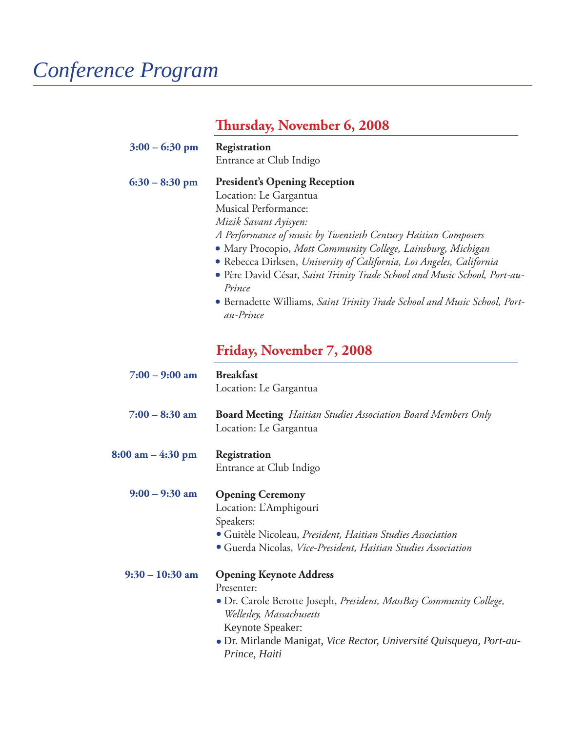# Conference Program

## Thursday, November 6, 2008

**3:00 – 6:30 pm**

**Registration**
Entrance at Club Indigo

**6:30 – 8:30 pm**

**President's Opening Reception**
Location: Le Gargantua
Musical Performance:
*Mizik Savant Ayisyen:*
*A Performance of music by Twentieth Century Haitian Composers*

- Mary Procopio, *Mott Community College, Lainsburg, Michigan*
- Rebecca Dirksen, *University of California, Los Angeles, California*
- Père David César, *Saint Trinity Trade School and Music School, Port-au-Prince*
- Bernadette Williams, *Saint Trinity Trade School and Music School, Port-au-Prince*

## Friday, November 7, 2008

**7:00 – 9:00 am**

**Breakfast**
Location: Le Gargantua

**7:00 – 8:30 am**

**Board Meeting** *Haitian Studies Association Board Members Only*
Location: Le Gargantua

**8:00 am – 4:30 pm**

**Registration**
Entrance at Club Indigo

**9:00 – 9:30 am**

**Opening Ceremony**
Location: L'Amphigouri
Speakers:

- Guitèle Nicoleau, *President, Haitian Studies Association*
- Guerda Nicolas, *Vice-President, Haitian Studies Association*

**9:30 – 10:30 am**

**Opening Keynote Address**
Presenter:

- Dr. Carole Berotte Joseph, *President, MassBay Community College, Wellesley, Massachusetts*

Keynote Speaker:

- Dr. Mirlande Manigat, *Vice Rector, Université Quisqueya, Port-au-Prince, Haiti*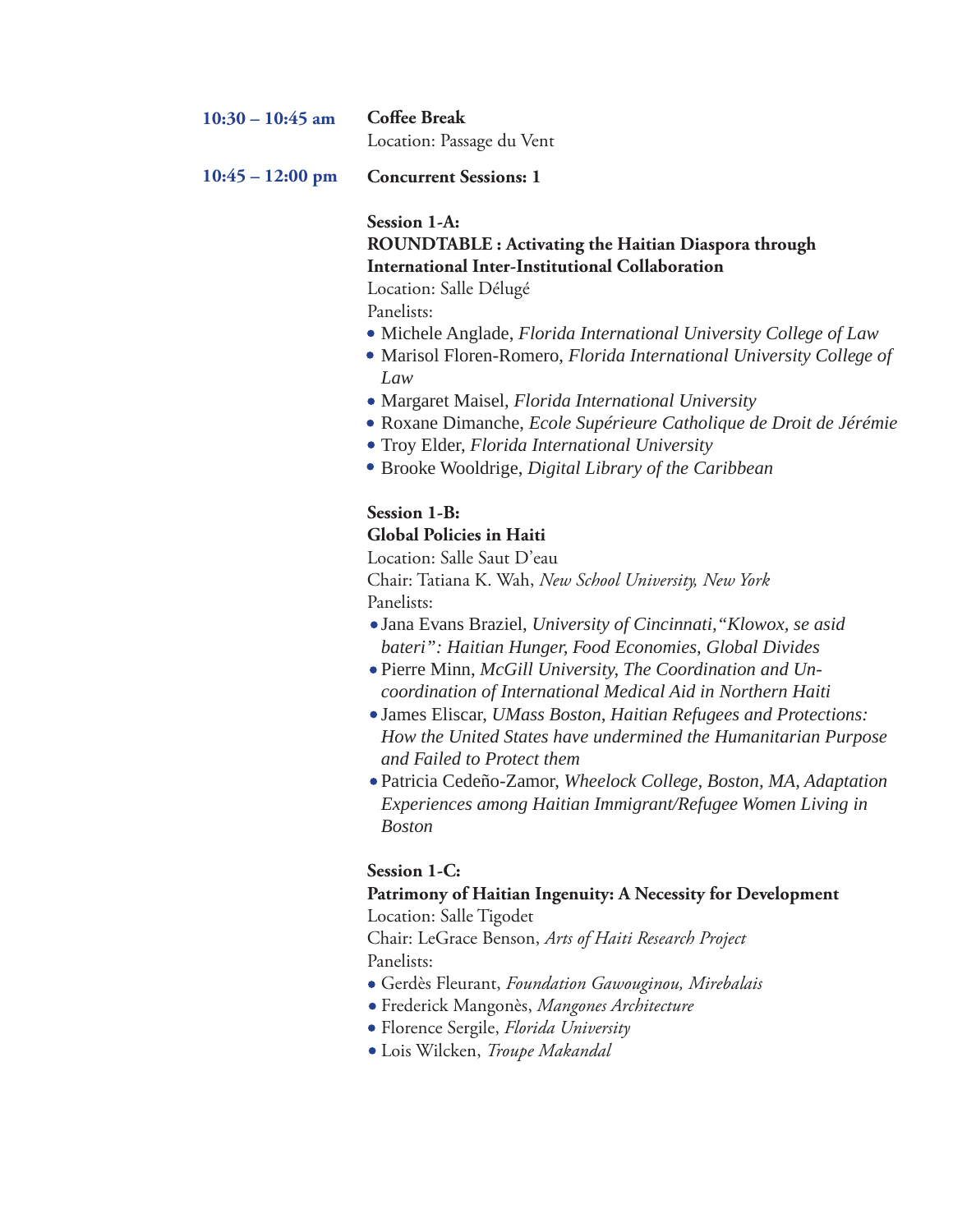**10:30 – 10:45 am** **Coffee Break**
Location: Passage du Vent

**10:45 – 12:00 pm** **Concurrent Sessions: 1**

**Session 1-A:**
**ROUNDTABLE : Activating the Haitian Diaspora through International Inter-Institutional Collaboration**
Location: Salle Délugé
Panelists:

- Michele Anglade, *Florida International University College of Law*
- Marisol Floren-Romero, *Florida International University College of Law*
- Margaret Maisel, *Florida International University*
- Roxane Dimanche, *Ecole Supérieure Catholique de Droit de Jérémie*
- Troy Elder, *Florida International University*
- Brooke Wooldrige, *Digital Library of the Caribbean*

**Session 1-B:**
**Global Policies in Haiti**
Location: Salle Saut D'eau
Chair: Tatiana K. Wah, *New School University, New York*
Panelists:

- Jana Evans Braziel, *University of Cincinnati,"Klowox, se asid bateri": Haitian Hunger, Food Economies, Global Divides*
- Pierre Minn, *McGill University, The Coordination and Un-coordination of International Medical Aid in Northern Haiti*
- James Eliscar, *UMass Boston, Haitian Refugees and Protections: How the United States have undermined the Humanitarian Purpose and Failed to Protect them*
- Patricia Cedeño-Zamor, *Wheelock College, Boston, MA, Adaptation Experiences among Haitian Immigrant/Refugee Women Living in Boston*

**Session 1-C:**
**Patrimony of Haitian Ingenuity: A Necessity for Development**
Location: Salle Tigodet
Chair: LeGrace Benson, *Arts of Haiti Research Project*
Panelists:

- Gerdès Fleurant, *Foundation Gawouginou, Mirebalais*
- Frederick Mangonès, *Mangones Architecture*
- Florence Sergile, *Florida University*
- Lois Wilcken, *Troupe Makandal*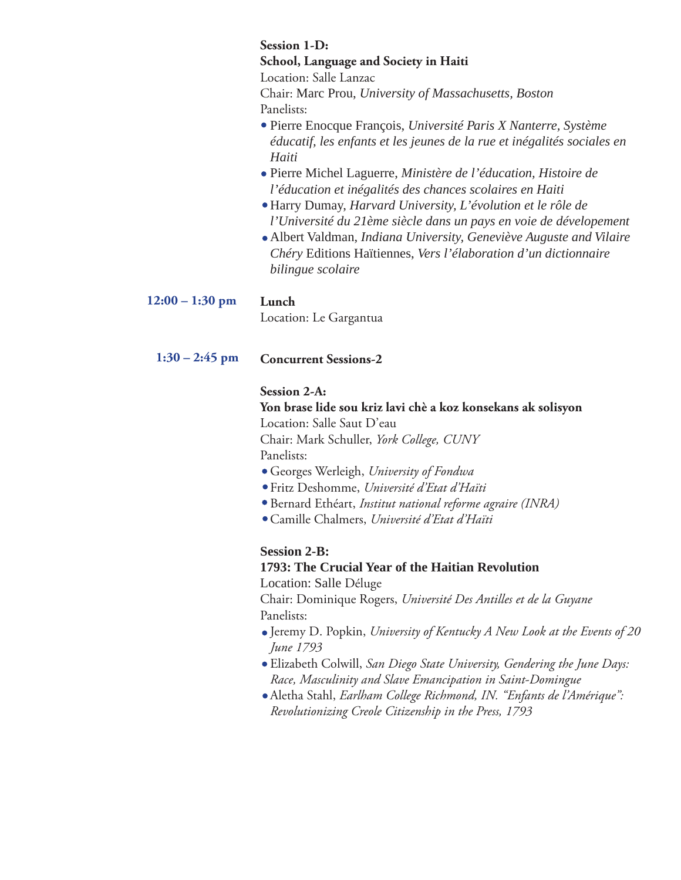**Session 1-D:**
**School, Language and Society in Haiti**
Location: Salle Lanzac
Chair: Marc Prou, *University of Massachusetts, Boston*
Panelists:

- Pierre Enocque François, *Université Paris X Nanterre, Système éducatif, les enfants et les jeunes de la rue et inégalités sociales en Haiti*
- Pierre Michel Laguerre, *Ministère de l'éducation, Histoire de l'éducation et inégalités des chances scolaires en Haiti*
- Harry Dumay, *Harvard University, L'évolution et le rôle de l'Université du 21ème siècle dans un pays en voie de dévelopement*
- Albert Valdman, *Indiana University, Geneviève Auguste and Vilaire Chéry* Editions Haïtiennes, *Vers l'élaboration d'un dictionnaire bilingue scolaire*

**12:00 – 1:30 pm** **Lunch**
Location: Le Gargantua

**1:30 – 2:45 pm** **Concurrent Sessions-2**

**Session 2-A:**
**Yon brase lide sou kriz lavi chè a koz konsekans ak solisyon**
Location: Salle Saut D'eau
Chair: Mark Schuller, *York College, CUNY*
Panelists:

- Georges Werleigh, *University of Fondwa*
- Fritz Deshomme, *Université d'Etat d'Haïti*
- Bernard Ethéart, *Institut national reforme agraire (INRA)*
- Camille Chalmers, *Université d'Etat d'Haïti*

**Session 2-B:**
**1793: The Crucial Year of the Haitian Revolution**
Location: Salle Déluge
Chair: Dominique Rogers, *Université Des Antilles et de la Guyane*
Panelists:

- Jeremy D. Popkin, *University of Kentucky A New Look at the Events of 20 June 1793*
- Elizabeth Colwill, *San Diego State University, Gendering the June Days: Race, Masculinity and Slave Emancipation in Saint-Domingue*
- Aletha Stahl, *Earlham College Richmond, IN. "Enfants de l'Amérique": Revolutionizing Creole Citizenship in the Press, 1793*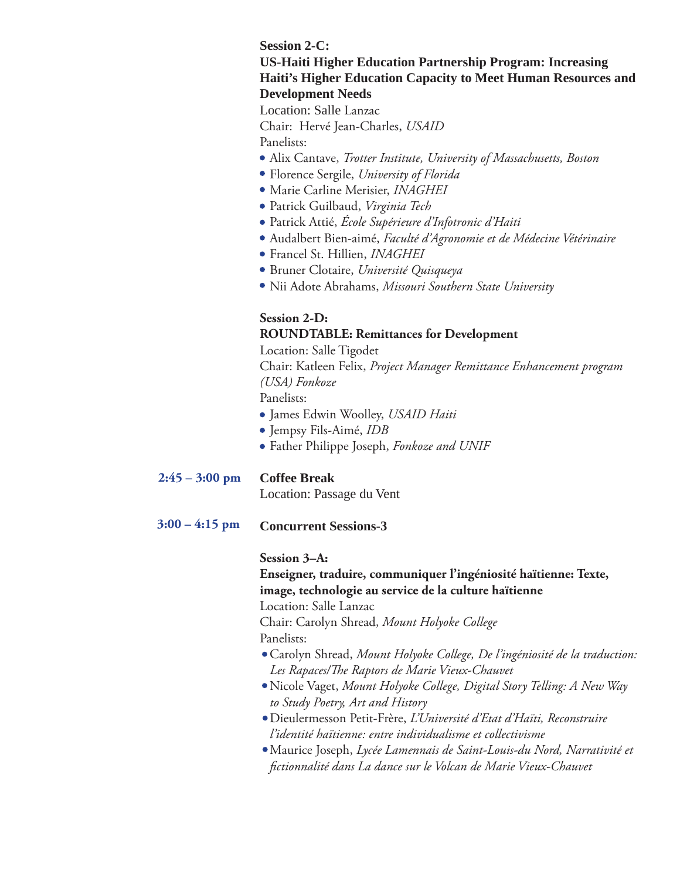**Session 2-C:**
**US-Haiti Higher Education Partnership Program: Increasing Haiti's Higher Education Capacity to Meet Human Resources and Development Needs**

Location: Salle Lanzac
Chair: Hervé Jean-Charles, *USAID*
Panelists:

- Alix Cantave, *Trotter Institute, University of Massachusetts, Boston*
- Florence Sergile, *University of Florida*
- Marie Carline Merisier, *INAGHEI*
- Patrick Guilbaud, *Virginia Tech*
- Patrick Attié, *École Supérieure d'Infotronic d'Haiti*
- Audalbert Bien-aimé, *Faculté d'Agronomie et de Médecine Vétérinaire*
- Francel St. Hillien, *INAGHEI*
- Bruner Clotaire, *Université Quisqueya*
- Nii Adote Abrahams, *Missouri Southern State University*

**Session 2-D:**
**ROUNDTABLE: Remittances for Development**

Location: Salle Tigodet
Chair: Katleen Felix, *Project Manager Remittance Enhancement program (USA) Fonkoze*
Panelists:

- James Edwin Woolley, *USAID Haiti*
- Jempsy Fils-Aimé, *IDB*
- Father Philippe Joseph, *Fonkoze and UNIF*

**2:45 – 3:00 pm** **Coffee Break**
Location: Passage du Vent

**3:00 – 4:15 pm** **Concurrent Sessions-3**

**Session 3–A:**
**Enseigner, traduire, communiquer l'ingéniosité haïtienne: Texte, image, technologie au service de la culture haïtienne**

Location: Salle Lanzac
Chair: Carolyn Shread, *Mount Holyoke College*
Panelists:

- Carolyn Shread, *Mount Holyoke College, De l'ingéniosité de la traduction: Les Rapaces/The Raptors de Marie Vieux-Chauvet*
- Nicole Vaget, *Mount Holyoke College, Digital Story Telling: A New Way to Study Poetry, Art and History*
- Dieulermesson Petit-Frère, *L'Université d'Etat d'Haïti, Reconstruire l'identité haïtienne: entre individualisme et collectivisme*
- Maurice Joseph, *Lycée Lamennais de Saint-Louis-du Nord, Narrativité et fictionnalité dans La dance sur le Volcan de Marie Vieux-Chauvet*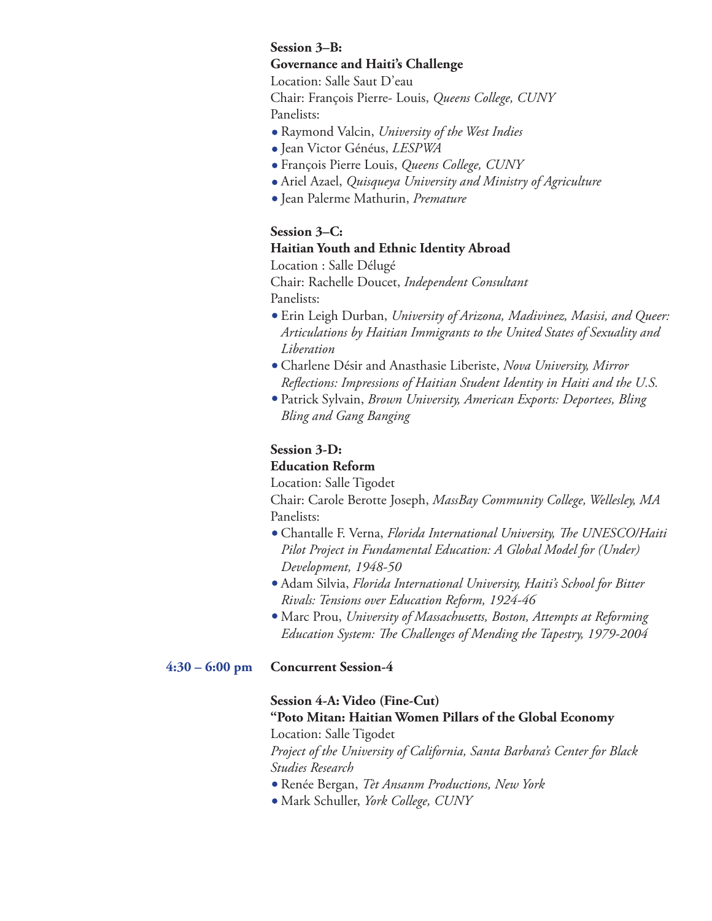**Session 3–B:**
**Governance and Haiti's Challenge**
Location: Salle Saut D'eau
Chair: François Pierre- Louis, *Queens College, CUNY*
Panelists:

- Raymond Valcin, *University of the West Indies*
- Jean Victor Génćus, *LESPWA*
- François Pierre Louis, *Queens College, CUNY*
- Ariel Azael, *Quisqueya University and Ministry of Agriculture*
- Jean Palerme Mathurin, *Premature*

**Session 3–C:**
**Haitian Youth and Ethnic Identity Abroad**
Location : Salle Délugé
Chair: Rachelle Doucet, *Independent Consultant*
Panelists:

- Erin Leigh Durban, *University of Arizona, Madivinez, Masisi, and Queer: Articulations by Haitian Immigrants to the United States of Sexuality and Liberation*
- Charlene Désir and Anasthasie Liberiste, *Nova University, Mirror Reflections: Impressions of Haitian Student Identity in Haiti and the U.S.*
- Patrick Sylvain, *Brown University, American Exports: Deportees, Bling Bling and Gang Banging*

**Session 3-D:**
**Education Reform**
Location: Salle Tigodet
Chair: Carole Berotte Joseph, *MassBay Community College, Wellesley, MA*
Panelists:

- Chantalle F. Verna, *Florida International University, The UNESCO/Haiti Pilot Project in Fundamental Education: A Global Model for (Under) Development, 1948-50*
- Adam Silvia, *Florida International University, Haiti's School for Bitter Rivals: Tensions over Education Reform, 1924-46*
- Marc Prou, *University of Massachusetts, Boston, Attempts at Reforming Education System: The Challenges of Mending the Tapestry, 1979-2004*

**4:30 – 6:00 pm** **Concurrent Session-4**

**Session 4-A: Video (Fine-Cut)**
**"Poto Mitan: Haitian Women Pillars of the Global Economy**
Location: Salle Tigodet
*Project of the University of California, Santa Barbara's Center for Black Studies Research*

- Renée Bergan, *Tèt Ansanm Productions, New York*
- Mark Schuller, *York College, CUNY*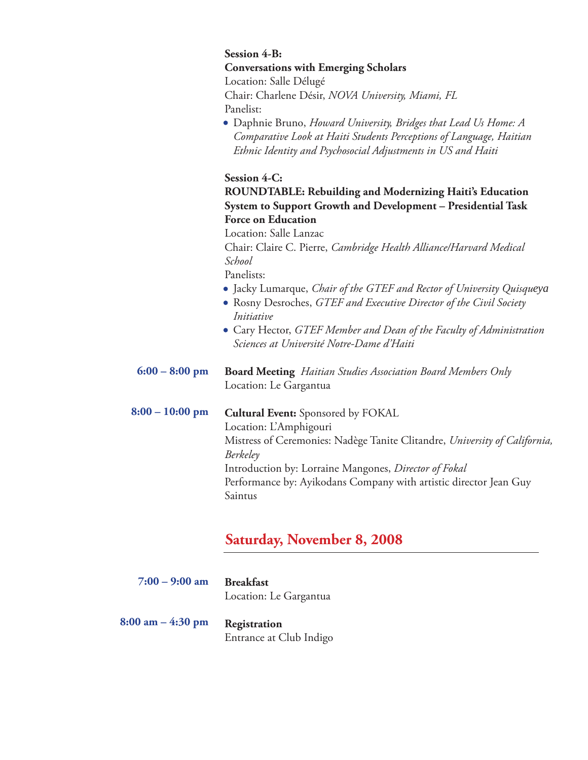**Session 4-B:**
**Conversations with Emerging Scholars**
Location: Salle Délugé
Chair: Charlene Désir, *NOVA University, Miami, FL*
Panelist:

- Daphnie Bruno, *Howard University, Bridges that Lead Us Home: A Comparative Look at Haiti Students Perceptions of Language, Haitian Ethnic Identity and Psychosocial Adjustments in US and Haiti*

**Session 4-C:**
**ROUNDTABLE: Rebuilding and Modernizing Haiti's Education System to Support Growth and Development – Presidential Task Force on Education**
Location: Salle Lanzac
Chair: Claire C. Pierre, *Cambridge Health Alliance/Harvard Medical School*
Panelists:

- Jacky Lumarque, *Chair of the GTEF and Rector of University Quisqueya*
- Rosny Desroches, *GTEF and Executive Director of the Civil Society Initiative*
- Cary Hector, *GTEF Member and Dean of the Faculty of Administration Sciences at Université Notre-Dame d'Haiti*

**6:00 – 8:00 pm** **Board Meeting** *Haitian Studies Association Board Members Only*
Location: Le Gargantua

**8:00 – 10:00 pm** **Cultural Event:** Sponsored by FOKAL
Location: L'Amphigouri
Mistress of Ceremonies: Nadège Tanite Clitandre, *University of California, Berkeley*
Introduction by: Lorraine Mangones, *Director of Fokal*
Performance by: Ayikodans Company with artistic director Jean Guy Saintus

## Saturday, November 8, 2008

**7:00 – 9:00 am** **Breakfast**
Location: Le Gargantua

**8:00 am – 4:30 pm** **Registration**
Entrance at Club Indigo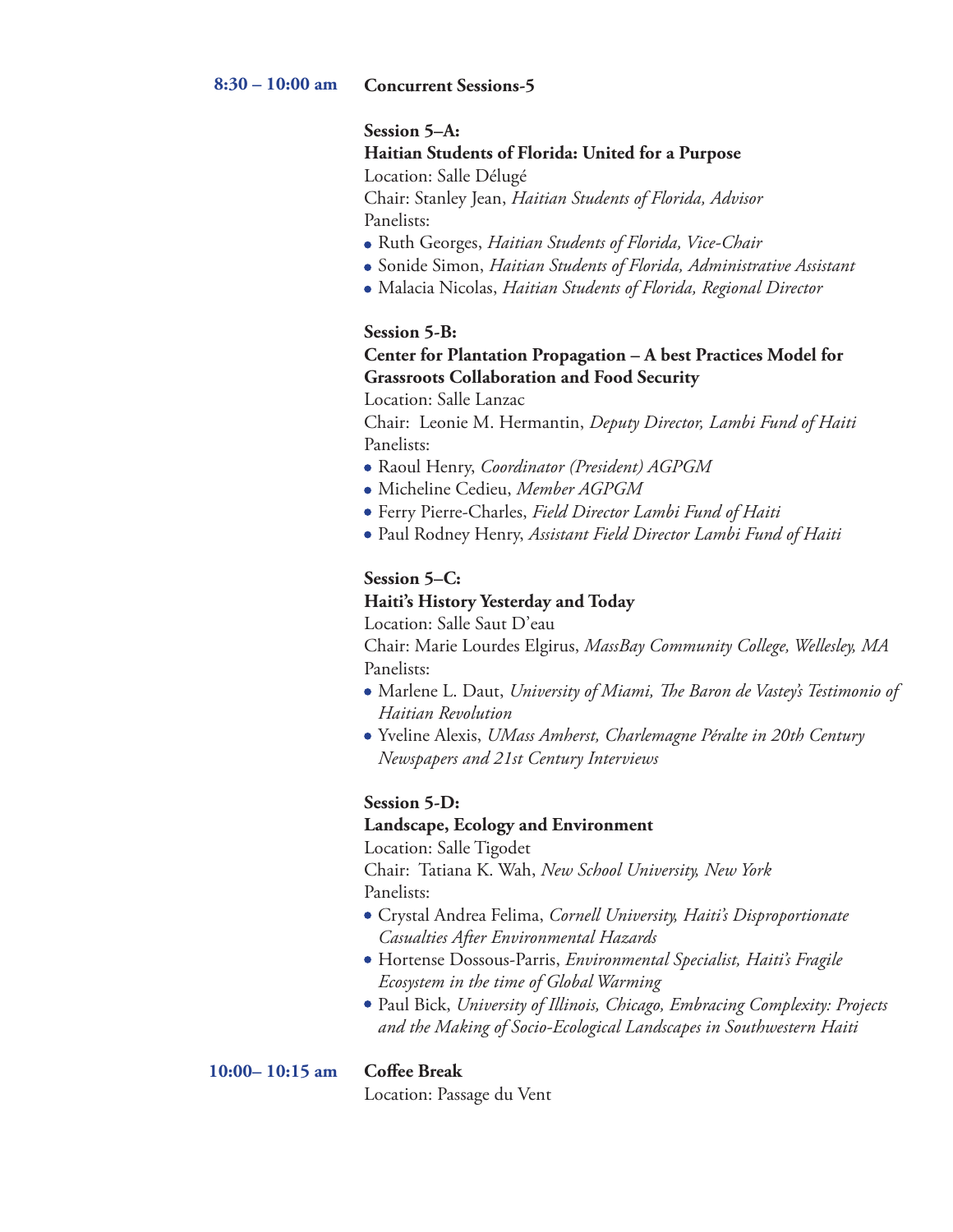**8:30 – 10:00 am** **Concurrent Sessions-5**

**Session 5–A:**
**Haitian Students of Florida: United for a Purpose**
Location: Salle Délugé
Chair: Stanley Jean, *Haitian Students of Florida, Advisor*
Panelists:

- Ruth Georges, *Haitian Students of Florida, Vice-Chair*
- Sonide Simon, *Haitian Students of Florida, Administrative Assistant*
- Malacia Nicolas, *Haitian Students of Florida, Regional Director*

**Session 5-B:**
**Center for Plantation Propagation – A best Practices Model for Grassroots Collaboration and Food Security**
Location: Salle Lanzac
Chair: Leonie M. Hermantin, *Deputy Director, Lambi Fund of Haiti*
Panelists:

- Raoul Henry, *Coordinator (President) AGPGM*
- Micheline Cedieu, *Member AGPGM*
- Ferry Pierre-Charles, *Field Director Lambi Fund of Haiti*
- Paul Rodney Henry, *Assistant Field Director Lambi Fund of Haiti*

**Session 5–C:**
**Haiti's History Yesterday and Today**
Location: Salle Saut D'eau
Chair: Marie Lourdes Elgirus, *MassBay Community College, Wellesley, MA*
Panelists:

- Marlene L. Daut, *University of Miami, The Baron de Vastey's Testimonio of Haitian Revolution*
- Yveline Alexis, *UMass Amherst, Charlemagne Péralte in 20th Century Newspapers and 21st Century Interviews*

**Session 5-D:**
**Landscape, Ecology and Environment**
Location: Salle Tigodet
Chair: Tatiana K. Wah, *New School University, New York*
Panelists:

- Crystal Andrea Felima, *Cornell University, Haiti's Disproportionate Casualties After Environmental Hazards*
- Hortense Dossous-Parris, *Environmental Specialist, Haiti's Fragile Ecosystem in the time of Global Warming*
- Paul Bick, *University of Illinois, Chicago, Embracing Complexity: Projects and the Making of Socio-Ecological Landscapes in Southwestern Haiti*

**10:00– 10:15 am** **Coffee Break**
Location: Passage du Vent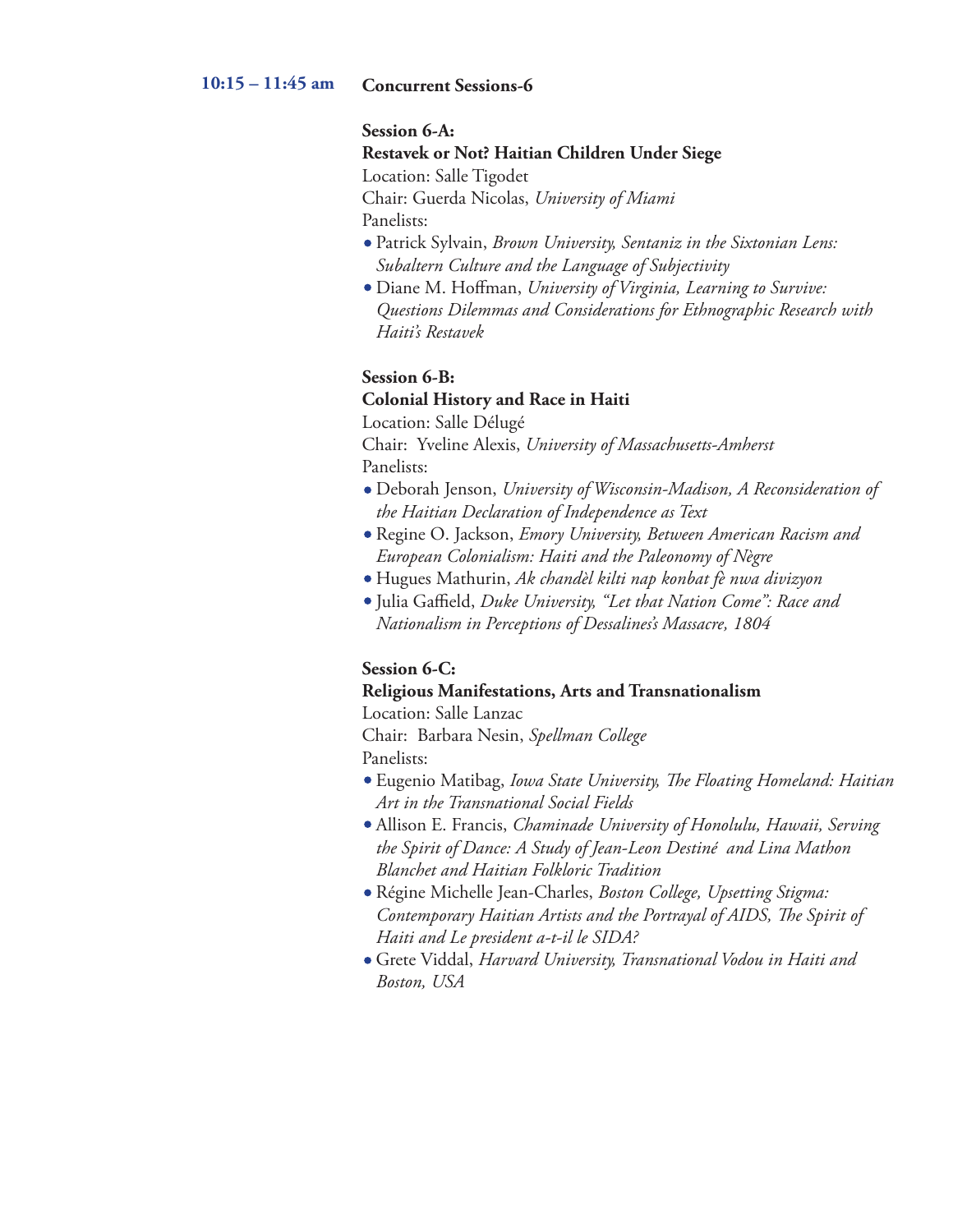**10:15 – 11:45 am** **Concurrent Sessions-6**

**Session 6-A:**
**Restavek or Not? Haitian Children Under Siege**
Location: Salle Tigodet
Chair: Guerda Nicolas, *University of Miami*
Panelists:

- Patrick Sylvain, *Brown University, Sentaniz in the Sixtonian Lens: Subaltern Culture and the Language of Subjectivity*
- Diane M. Hoffman, *University of Virginia, Learning to Survive: Questions Dilemmas and Considerations for Ethnographic Research with Haiti's Restavek*

**Session 6-B:**
**Colonial History and Race in Haiti**
Location: Salle Délugé
Chair: Yveline Alexis, *University of Massachusetts-Amherst*
Panelists:

- Deborah Jenson, *University of Wisconsin-Madison, A Reconsideration of the Haitian Declaration of Independence as Text*
- Regine O. Jackson, *Emory University, Between American Racism and European Colonialism: Haiti and the Paleonomy of Nègre*
- Hugues Mathurin, *Ak chandèl kilti nap konbat fè nwa divizyon*
- Julia Gaffield, *Duke University, "Let that Nation Come": Race and Nationalism in Perceptions of Dessalines's Massacre, 1804*

**Session 6-C:**
**Religious Manifestations, Arts and Transnationalism**
Location: Salle Lanzac
Chair: Barbara Nesin, *Spellman College*
Panelists:

- Eugenio Matibag, *Iowa State University, The Floating Homeland: Haitian Art in the Transnational Social Fields*
- Allison E. Francis, *Chaminade University of Honolulu, Hawaii, Serving the Spirit of Dance: A Study of Jean-Leon Destiné and Lina Mathon Blanchet and Haitian Folkloric Tradition*
- Régine Michelle Jean-Charles, *Boston College, Upsetting Stigma: Contemporary Haitian Artists and the Portrayal of AIDS, The Spirit of Haiti and Le president a-t-il le SIDA?*
- Grete Viddal, *Harvard University, Transnational Vodou in Haiti and Boston, USA*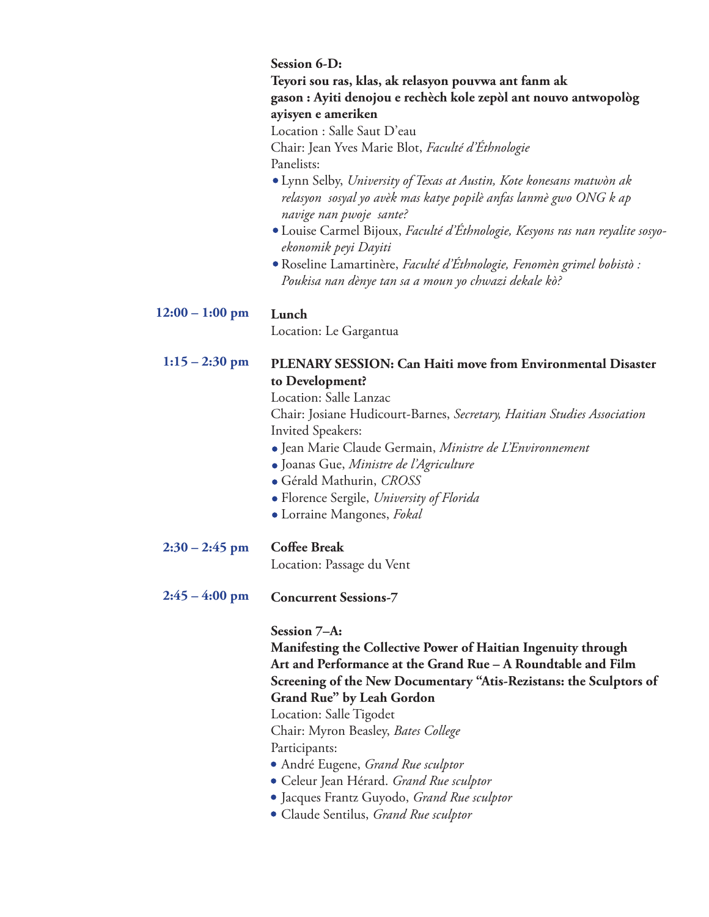**Session 6-D:**
**Teyori sou ras, klas, ak relasyon pouvwa ant fanm ak gason : Ayiti denojou e rechèch kole zepòl ant nouvo antwopològ ayisyen e ameriken**
Location : Salle Saut D'eau
Chair: Jean Yves Marie Blot, *Faculté d'Éthnologie*
Panelists:

- Lynn Selby, *University of Texas at Austin, Kote konesans matwòn ak relasyon sosyal yo avèk mas katye popilè anfas lanmè gwo ONG k ap navige nan pwoje sante?*
- Louise Carmel Bijoux, *Faculté d'Éthnologie, Kesyons ras nan reyalite sosyo-ekonomik peyi Dayiti*
- Roseline Lamartinère, *Faculté d'Éthnologie, Fenomèn grimel bobistò : Poukisa nan dènye tan sa a moun yo chwazi dekale kò?*

**12:00 – 1:00 pm** **Lunch**
Location: Le Gargantua

**1:15 – 2:30 pm** **PLENARY SESSION: Can Haiti move from Environmental Disaster to Development?**
Location: Salle Lanzac
Chair: Josiane Hudicourt-Barnes, *Secretary, Haitian Studies Association*
Invited Speakers:

- Jean Marie Claude Germain, *Ministre de L'Environnement*
- Joanas Gue, *Ministre de l'Agriculture*
- Gérald Mathurin, *CROSS*
- Florence Sergile, *University of Florida*
- Lorraine Mangones, *Fokal*

**2:30 – 2:45 pm** **Coffee Break**
Location: Passage du Vent

**2:45 – 4:00 pm** **Concurrent Sessions-7**

**Session 7–A:**
**Manifesting the Collective Power of Haitian Ingenuity through Art and Performance at the Grand Rue – A Roundtable and Film Screening of the New Documentary "Atis-Rezistans: the Sculptors of Grand Rue" by Leah Gordon**
Location: Salle Tigodet
Chair: Myron Beasley, *Bates College*
Participants:

- André Eugene, *Grand Rue sculptor*
- Celeur Jean Hérard. *Grand Rue sculptor*
- Jacques Frantz Guyodo, *Grand Rue sculptor*
- Claude Sentilus, *Grand Rue sculptor*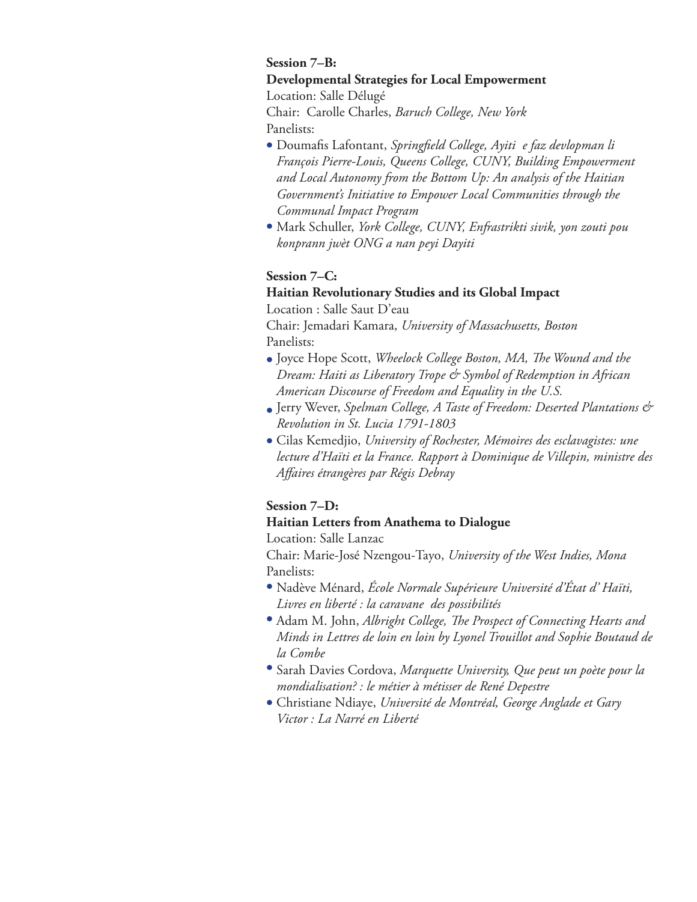**Session 7–B:**

**Developmental Strategies for Local Empowerment**

Location: Salle Délugé

Chair: Carolle Charles, *Baruch College, New York*

Panelists:

- Doumafis Lafontant, *Springfield College, Ayiti e faz devlopman li François Pierre-Louis, Queens College, CUNY, Building Empowerment and Local Autonomy from the Bottom Up: An analysis of the Haitian Government's Initiative to Empower Local Communities through the Communal Impact Program*
- Mark Schuller, *York College, CUNY, Enfrastrikti sivik, yon zouti pou konprann jwèt ONG a nan peyi Dayiti*

**Session 7–C:**

**Haitian Revolutionary Studies and its Global Impact**

Location : Salle Saut D'eau

Chair: Jemadari Kamara, *University of Massachusetts, Boston*

Panelists:

- Joyce Hope Scott, *Wheelock College Boston, MA, The Wound and the Dream: Haiti as Liberatory Trope & Symbol of Redemption in African American Discourse of Freedom and Equality in the U.S.*
- Jerry Wever, *Spelman College, A Taste of Freedom: Deserted Plantations & Revolution in St. Lucia 1791-1803*
- Cilas Kemedjio, *University of Rochester, Mémoires des esclavagistes: une lecture d'Haïti et la France. Rapport à Dominique de Villepin, ministre des Affaires étrangères par Régis Debray*

**Session 7–D:**

**Haitian Letters from Anathema to Dialogue**

Location: Salle Lanzac

Chair: Marie-José Nzengou-Tayo, *University of the West Indies, Mona*

Panelists:

- Nadève Ménard, *École Normale Supérieure Université d'État d' Haïti, Livres en liberté : la caravane des possibilités*
- Adam M. John, *Albright College, The Prospect of Connecting Hearts and Minds in Lettres de loin en loin by Lyonel Trouillot and Sophie Boutaud de la Combe*
- Sarah Davies Cordova, *Marquette University, Que peut un poète pour la mondialisation? : le métier à métisser de René Depestre*
- Christiane Ndiaye, *Université de Montréal, George Anglade et Gary Victor : La Narré en Liberté*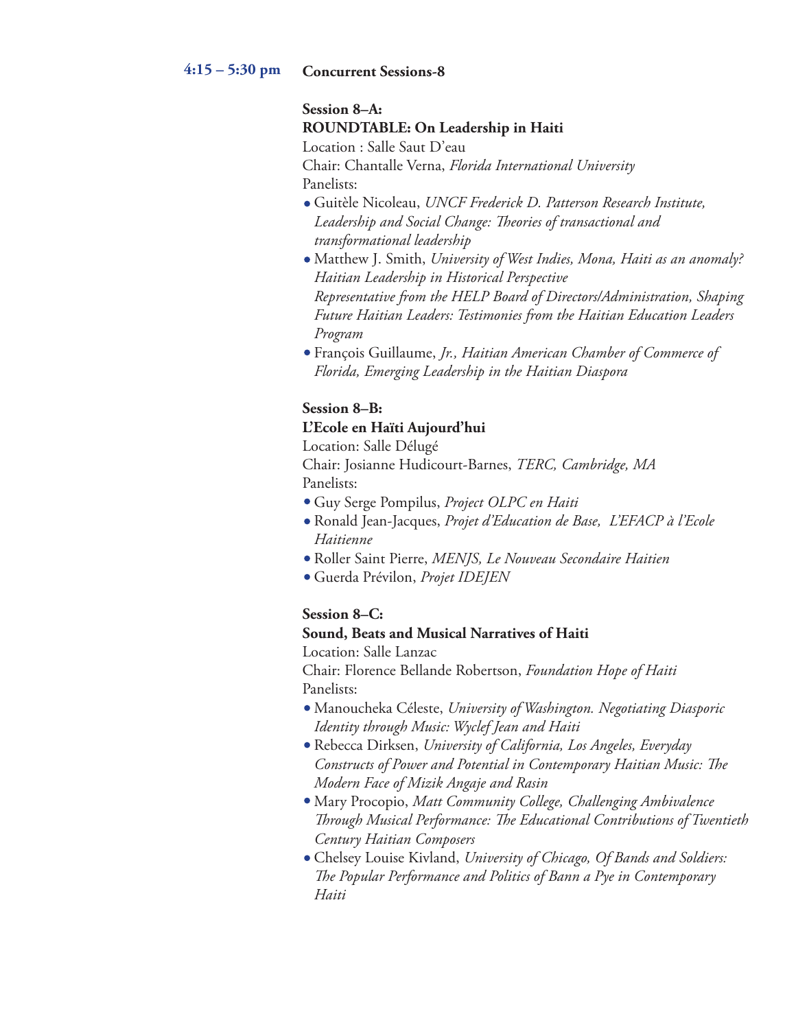**4:15 – 5:30 pm** **Concurrent Sessions-8**

**Session 8–A:**
**ROUNDTABLE: On Leadership in Haiti**

Location : Salle Saut D'eau
Chair: Chantalle Verna, *Florida International University*
Panelists:

- Guitèle Nicoleau, *UNCF Frederick D. Patterson Research Institute, Leadership and Social Change: Theories of transactional and transformational leadership*
- Matthew J. Smith, *University of West Indies, Mona, Haiti as an anomaly? Haitian Leadership in Historical Perspective*
  *Representative from the HELP Board of Directors/Administration, Shaping Future Haitian Leaders: Testimonies from the Haitian Education Leaders Program*
- François Guillaume, *Jr., Haitian American Chamber of Commerce of Florida, Emerging Leadership in the Haitian Diaspora*

**Session 8–B:**
**L'Ecole en Haïti Aujourd'hui**

Location: Salle Délugé
Chair: Josianne Hudicourt-Barnes, *TERC, Cambridge, MA*
Panelists:

- Guy Serge Pompilus, *Project OLPC en Haiti*
- Ronald Jean-Jacques, *Projet d'Education de Base, L'EFACP à l'Ecole Haitienne*
- Roller Saint Pierre, *MENJS, Le Nouveau Secondaire Haitien*
- Guerda Prévilon, *Projet IDEJEN*

**Session 8–C:**
**Sound, Beats and Musical Narratives of Haiti**

Location: Salle Lanzac
Chair: Florence Bellande Robertson, *Foundation Hope of Haiti*
Panelists:

- Manoucheka Céleste, *University of Washington. Negotiating Diasporic Identity through Music: Wyclef Jean and Haiti*
- Rebecca Dirksen, *University of California, Los Angeles, Everyday Constructs of Power and Potential in Contemporary Haitian Music: The Modern Face of Mizik Angaje and Rasin*
- Mary Procopio, *Matt Community College, Challenging Ambivalence Through Musical Performance: The Educational Contributions of Twentieth Century Haitian Composers*
- Chelsey Louise Kivland, *University of Chicago, Of Bands and Soldiers: The Popular Performance and Politics of Bann a Pye in Contemporary Haiti*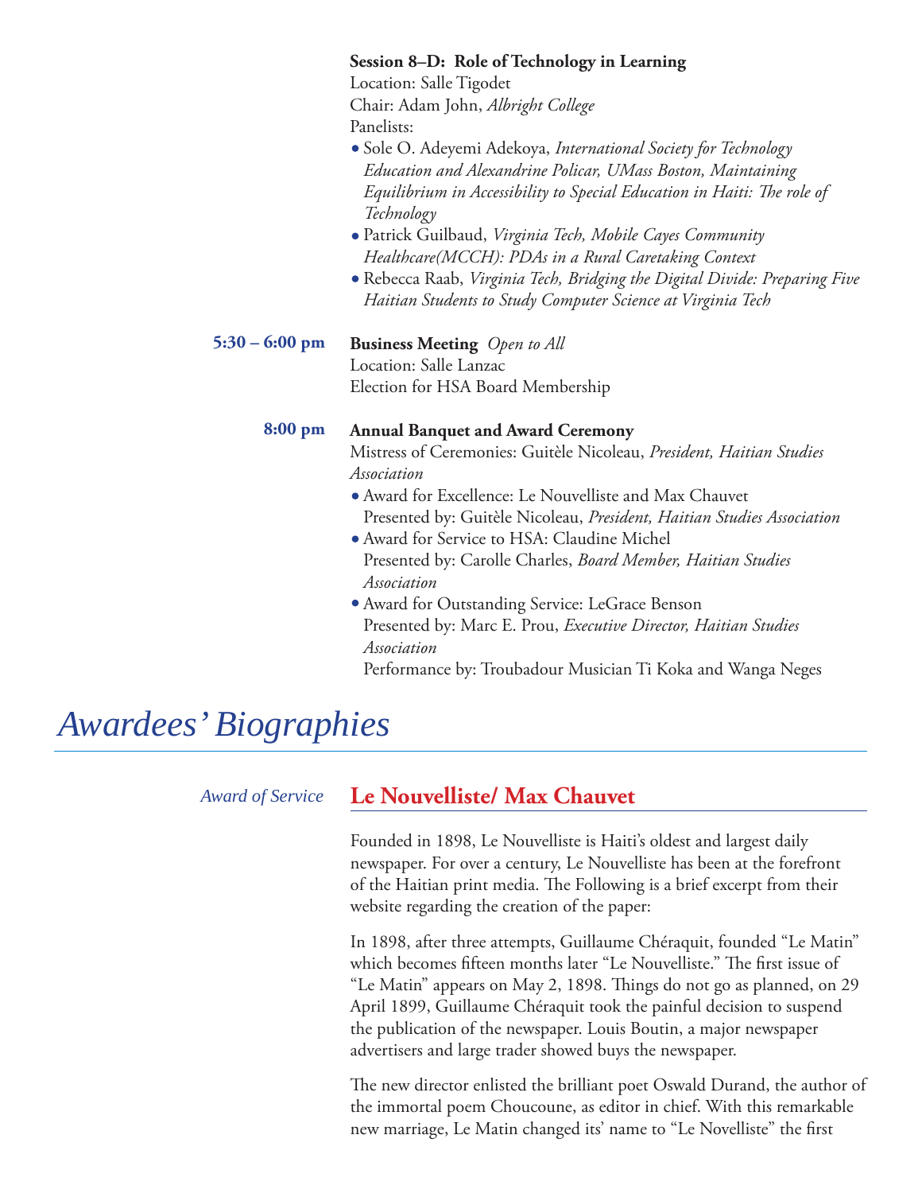**Session 8–D: Role of Technology in Learning**
Location: Salle Tigodet
Chair: Adam John, *Albright College*
Panelists:

- Sole O. Adeyemi Adekoya, *International Society for Technology Education and Alexandrine Policar, UMass Boston, Maintaining Equilibrium in Accessibility to Special Education in Haiti: The role of Technology*
- Patrick Guilbaud, *Virginia Tech, Mobile Cayes Community Healthcare(MCCH): PDAs in a Rural Caretaking Context*
- Rebecca Raab, *Virginia Tech, Bridging the Digital Divide: Preparing Five Haitian Students to Study Computer Science at Virginia Tech*

**5:30 – 6:00 pm**

**Business Meeting** *Open to All*
Location: Salle Lanzac
Election for HSA Board Membership

**8:00 pm**

**Annual Banquet and Award Ceremony**
Mistress of Ceremonies: Guitèle Nicoleau, *President, Haitian Studies Association*

- Award for Excellence: Le Nouvelliste and Max Chauvet
  Presented by: Guitèle Nicoleau, *President, Haitian Studies Association*
- Award for Service to HSA: Claudine Michel
  Presented by: Carolle Charles, *Board Member, Haitian Studies Association*
- Award for Outstanding Service: LeGrace Benson
  Presented by: Marc E. Prou, *Executive Director, Haitian Studies Association*
  Performance by: Troubadour Musician Ti Koka and Wanga Neges

# *Awardees' Biographies*

*Award of Service*

## Le Nouvelliste/ Max Chauvet

Founded in 1898, Le Nouvelliste is Haiti's oldest and largest daily newspaper. For over a century, Le Nouvelliste has been at the forefront of the Haitian print media. The Following is a brief excerpt from their website regarding the creation of the paper:

In 1898, after three attempts, Guillaume Chéraquit, founded "Le Matin" which becomes fifteen months later "Le Nouvelliste." The first issue of "Le Matin" appears on May 2, 1898. Things do not go as planned, on 29 April 1899, Guillaume Chéraquit took the painful decision to suspend the publication of the newspaper. Louis Boutin, a major newspaper advertisers and large trader showed buys the newspaper.

The new director enlisted the brilliant poet Oswald Durand, the author of the immortal poem Choucoune, as editor in chief. With this remarkable new marriage, Le Matin changed its' name to "Le Novelliste" the first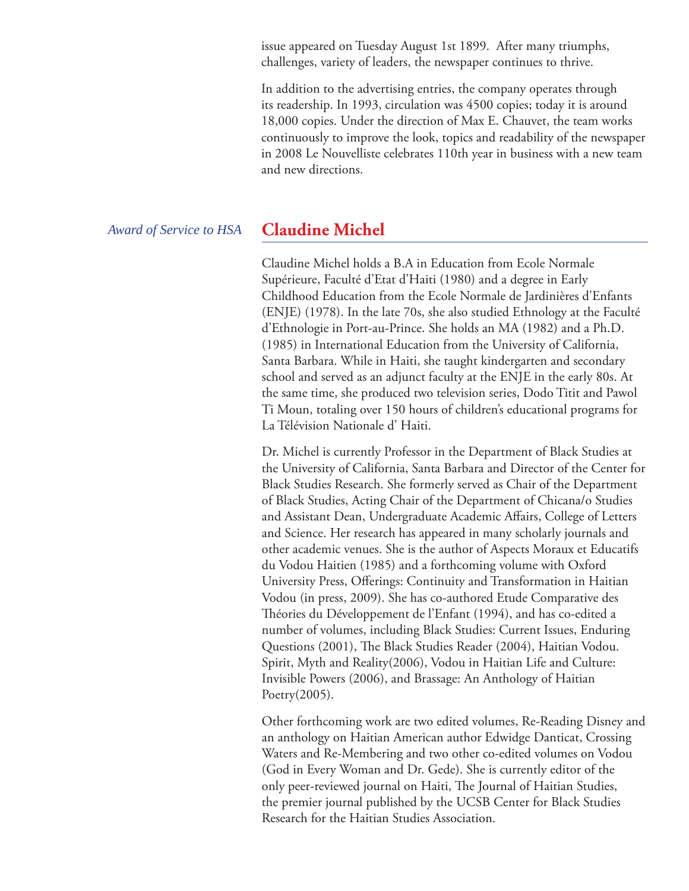issue appeared on Tuesday August 1st 1899. After many triumphs, challenges, variety of leaders, the newspaper continues to thrive.

In addition to the advertising entries, the company operates through its readership. In 1993, circulation was 4500 copies; today it is around 18,000 copies. Under the direction of Max E. Chauvet, the team works continuously to improve the look, topics and readability of the newspaper in 2008 Le Nouvelliste celebrates 110th year in business with a new team and new directions.

*Award of Service to HSA*

## Claudine Michel

Claudine Michel holds a B.A in Education from Ecole Normale Supérieure, Faculté d'Etat d'Haiti (1980) and a degree in Early Childhood Education from the Ecole Normale de Jardinières d'Enfants (ENJE) (1978). In the late 70s, she also studied Ethnology at the Faculté d'Ethnologie in Port-au-Prince. She holds an MA (1982) and a Ph.D. (1985) in International Education from the University of California, Santa Barbara. While in Haiti, she taught kindergarten and secondary school and served as an adjunct faculty at the ENJE in the early 80s. At the same time, she produced two television series, Dodo Titit and Pawol Ti Moun, totaling over 150 hours of children's educational programs for La Télévision Nationale d' Haiti.

Dr. Michel is currently Professor in the Department of Black Studies at the University of California, Santa Barbara and Director of the Center for Black Studies Research. She formerly served as Chair of the Department of Black Studies, Acting Chair of the Department of Chicana/o Studies and Assistant Dean, Undergraduate Academic Affairs, College of Letters and Science. Her research has appeared in many scholarly journals and other academic venues. She is the author of Aspects Moraux et Educatifs du Vodou Haitien (1985) and a forthcoming volume with Oxford University Press, Offerings: Continuity and Transformation in Haitian Vodou (in press, 2009). She has co-authored Etude Comparative des Théories du Développement de l'Enfant (1994), and has co-edited a number of volumes, including Black Studies: Current Issues, Enduring Questions (2001), The Black Studies Reader (2004), Haitian Vodou. Spirit, Myth and Reality(2006), Vodou in Haitian Life and Culture: Invisible Powers (2006), and Brassage: An Anthology of Haitian Poetry(2005).

Other forthcoming work are two edited volumes, Re-Reading Disney and an anthology on Haitian American author Edwidge Danticat, Crossing Waters and Re-Membering and two other co-edited volumes on Vodou (God in Every Woman and Dr. Gede). She is currently editor of the only peer-reviewed journal on Haiti, The Journal of Haitian Studies, the premier journal published by the UCSB Center for Black Studies Research for the Haitian Studies Association.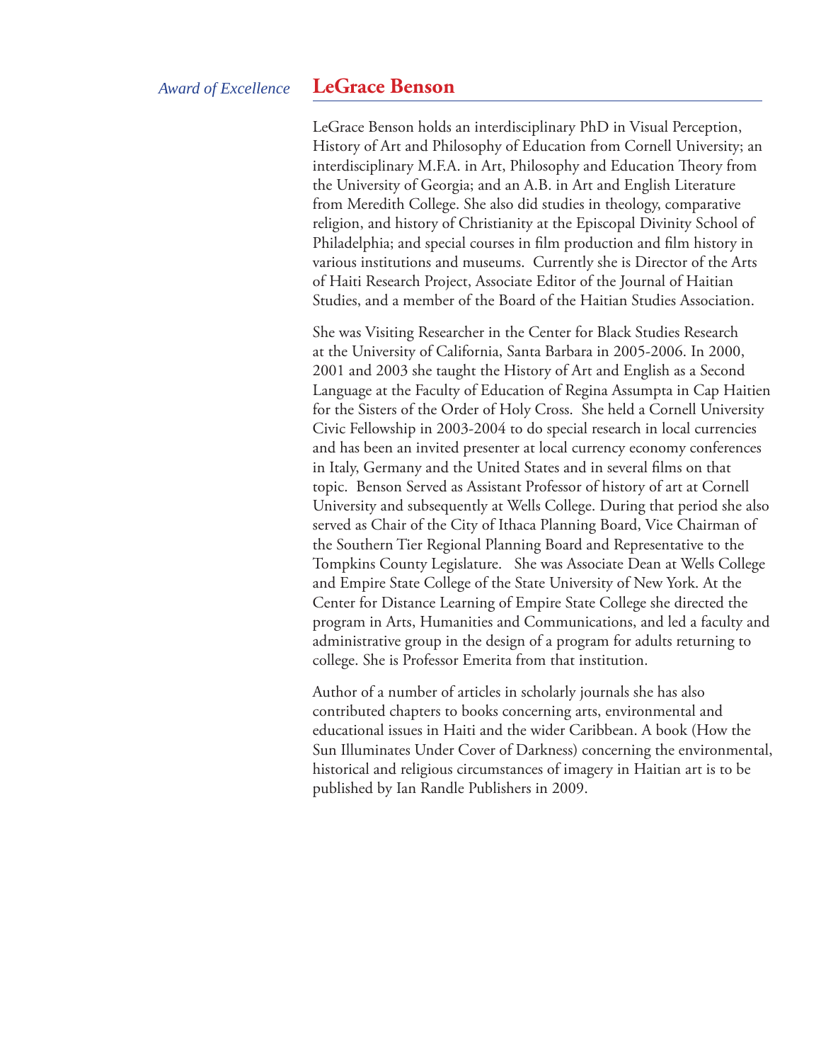*Award of Excellence*

## LeGrace Benson

LeGrace Benson holds an interdisciplinary PhD in Visual Perception, History of Art and Philosophy of Education from Cornell University; an interdisciplinary M.F.A. in Art, Philosophy and Education Theory from the University of Georgia; and an A.B. in Art and English Literature from Meredith College. She also did studies in theology, comparative religion, and history of Christianity at the Episcopal Divinity School of Philadelphia; and special courses in film production and film history in various institutions and museums. Currently she is Director of the Arts of Haiti Research Project, Associate Editor of the Journal of Haitian Studies, and a member of the Board of the Haitian Studies Association.

She was Visiting Researcher in the Center for Black Studies Research at the University of California, Santa Barbara in 2005-2006. In 2000, 2001 and 2003 she taught the History of Art and English as a Second Language at the Faculty of Education of Regina Assumpta in Cap Haitien for the Sisters of the Order of Holy Cross. She held a Cornell University Civic Fellowship in 2003-2004 to do special research in local currencies and has been an invited presenter at local currency economy conferences in Italy, Germany and the United States and in several films on that topic. Benson Served as Assistant Professor of history of art at Cornell University and subsequently at Wells College. During that period she also served as Chair of the City of Ithaca Planning Board, Vice Chairman of the Southern Tier Regional Planning Board and Representative to the Tompkins County Legislature. She was Associate Dean at Wells College and Empire State College of the State University of New York. At the Center for Distance Learning of Empire State College she directed the program in Arts, Humanities and Communications, and led a faculty and administrative group in the design of a program for adults returning to college. She is Professor Emerita from that institution.

Author of a number of articles in scholarly journals she has also contributed chapters to books concerning arts, environmental and educational issues in Haiti and the wider Caribbean. A book (How the Sun Illuminates Under Cover of Darkness) concerning the environmental, historical and religious circumstances of imagery in Haitian art is to be published by Ian Randle Publishers in 2009.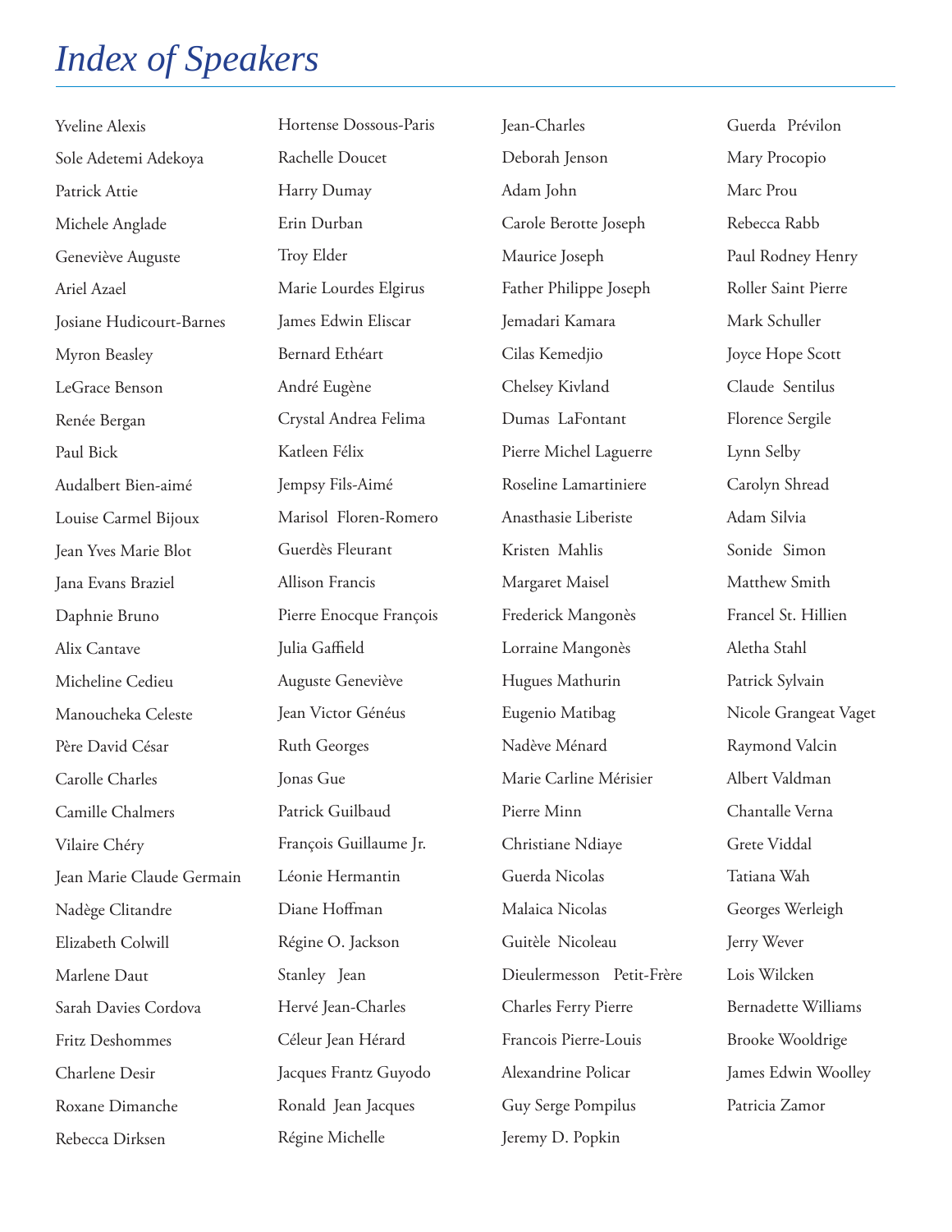# *Index of Speakers*

Yveline Alexis
Sole Adetemi Adekoya
Patrick Attie
Michele Anglade
Geneviève Auguste
Ariel Azael
Josiane Hudicourt-Barnes
Myron Beasley
LeGrace Benson
Renée Bergan
Paul Bick
Audalbert Bien-aimé
Louise Carmel Bijoux
Jean Yves Marie Blot
Jana Evans Braziel
Daphnie Bruno
Alix Cantave
Micheline Cedieu
Manoucheka Celeste
Père David César
Carolle Charles
Camille Chalmers
Vilaire Chéry
Jean Marie Claude Germain
Nadège Clitandre
Elizabeth Colwill
Marlene Daut
Sarah Davies Cordova
Fritz Deshommes
Charlene Desir
Roxane Dimanche
Rebecca Dirksen
Hortense Dossous-Paris
Rachelle Doucet
Harry Dumay
Erin Durban
Troy Elder
Marie Lourdes Elgirus
James Edwin Eliscar
Bernard Ethéart
André Eugène
Crystal Andrea Felima
Katleen Félix
Jempsy Fils-Aimé
Marisol Floren-Romero
Guerdès Fleurant
Allison Francis
Pierre Enocque François
Julia Gaffield
Auguste Geneviève
Jean Victor Généus
Ruth Georges
Jonas Gue
Patrick Guilbaud
François Guillaume Jr.
Léonie Hermantin
Diane Hoffman
Régine O. Jackson
Stanley Jean
Hervé Jean-Charles
Céleur Jean Hérard
Jacques Frantz Guyodo
Ronald Jean Jacques
Régine Michelle
Jean-Charles
Deborah Jenson
Adam John
Carole Berotte Joseph
Maurice Joseph
Father Philippe Joseph
Jemadari Kamara
Cilas Kemedjio
Chelsey Kivland
Dumas LaFontant
Pierre Michel Laguerre
Roseline Lamartiniere
Anasthasie Liberiste
Kristen Mahlis
Margaret Maisel
Frederick Mangonès
Lorraine Mangonès
Hugues Mathurin
Eugenio Matibag
Nadève Ménard
Marie Carline Mérisier
Pierre Minn
Christiane Ndiaye
Guerda Nicolas
Malaica Nicolas
Guitèle Nicoleau
Dieulermesson Petit-Frère
Charles Ferry Pierre
Francois Pierre-Louis
Alexandrine Policar
Guy Serge Pompilus
Jeremy D. Popkin
Guerda Prévilon
Mary Procopio
Marc Prou
Rebecca Rabb
Paul Rodney Henry
Roller Saint Pierre
Mark Schuller
Joyce Hope Scott
Claude Sentilus
Florence Sergile
Lynn Selby
Carolyn Shread
Adam Silvia
Sonide Simon
Matthew Smith
Francel St. Hillien
Aletha Stahl
Patrick Sylvain
Nicole Grangeat Vaget
Raymond Valcin
Albert Valdman
Chantalle Verna
Grete Viddal
Tatiana Wah
Georges Werleigh
Jerry Wever
Lois Wilcken
Bernadette Williams
Brooke Wooldrige
James Edwin Woolley
Patricia Zamor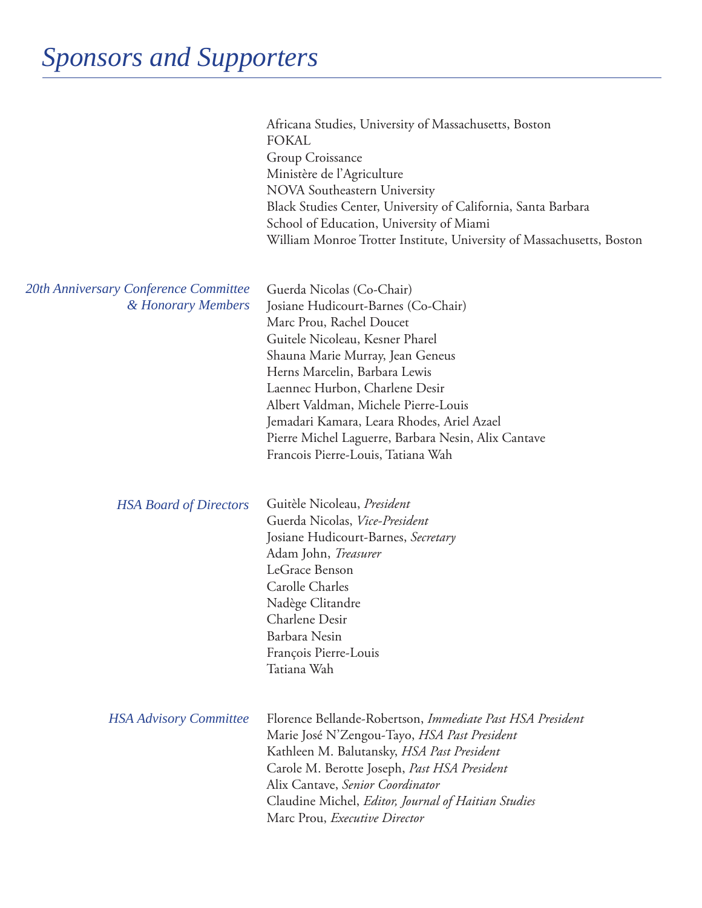# Sponsors and Supporters

Africana Studies, University of Massachusetts, Boston
FOKAL
Group Croissance
Ministère de l'Agriculture
NOVA Southeastern University
Black Studies Center, University of California, Santa Barbara
School of Education, University of Miami
William Monroe Trotter Institute, University of Massachusetts, Boston

## *20th Anniversary Conference Committee & Honorary Members*

Guerda Nicolas (Co-Chair)
Josiane Hudicourt-Barnes (Co-Chair)
Marc Prou, Rachel Doucet
Guitele Nicoleau, Kesner Pharel
Shauna Marie Murray, Jean Geneus
Herns Marcelin, Barbara Lewis
Laennec Hurbon, Charlene Desir
Albert Valdman, Michele Pierre-Louis
Jemadari Kamara, Leara Rhodes, Ariel Azael
Pierre Michel Laguerre, Barbara Nesin, Alix Cantave
Francois Pierre-Louis, Tatiana Wah

## *HSA Board of Directors*

Guitèle Nicoleau, *President*
Guerda Nicolas, *Vice-President*
Josiane Hudicourt-Barnes, *Secretary*
Adam John, *Treasurer*
LeGrace Benson
Carolle Charles
Nadège Clitandre
Charlene Desir
Barbara Nesin
François Pierre-Louis
Tatiana Wah

## *HSA Advisory Committee*

Florence Bellande-Robertson, *Immediate Past HSA President*
Marie José N'Zengou-Tayo, *HSA Past President*
Kathleen M. Balutansky, *HSA Past President*
Carole M. Berotte Joseph, *Past HSA President*
Alix Cantave, *Senior Coordinator*
Claudine Michel, *Editor, Journal of Haitian Studies*
Marc Prou, *Executive Director*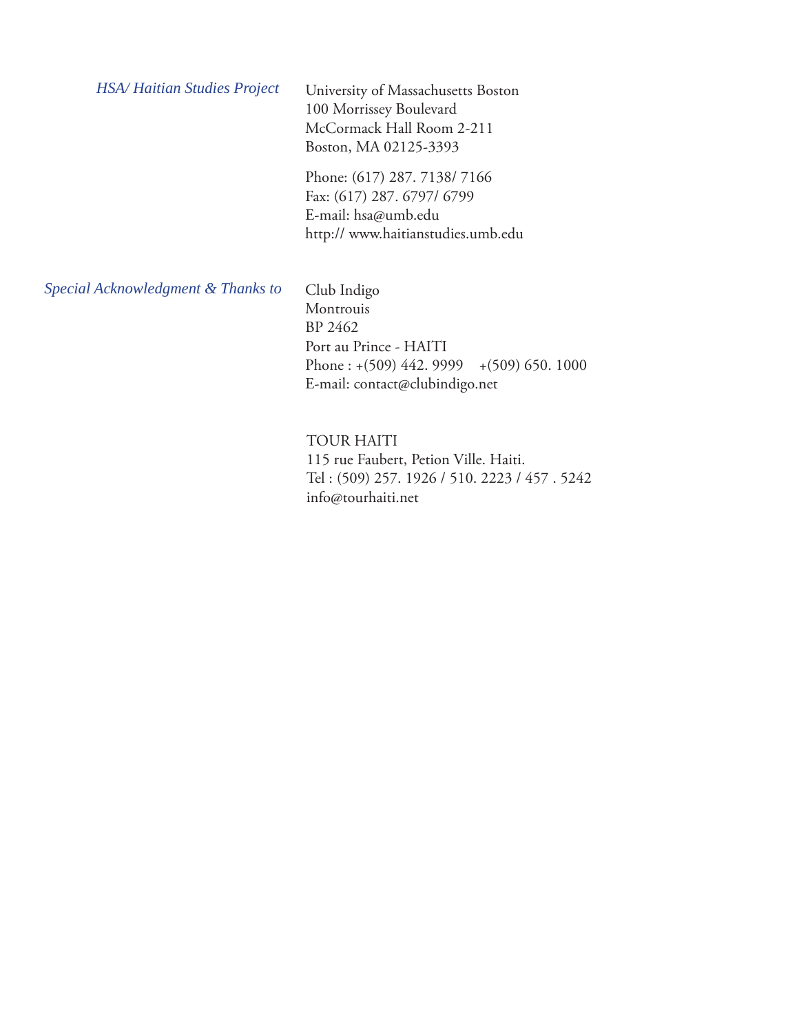*HSA/ Haitian Studies Project*

University of Massachusetts Boston
100 Morrissey Boulevard
McCormack Hall Room 2-211
Boston, MA 02125-3393

Phone: (617) 287. 7138/ 7166
Fax: (617) 287. 6797/ 6799
E-mail: hsa@umb.edu
http:// www.haitianstudies.umb.edu

*Special Acknowledgment & Thanks to*

Club Indigo
Montrouis
BP 2462
Port au Prince - HAITI
Phone : +(509) 442. 9999 +(509) 650. 1000
E-mail: contact@clubindigo.net

TOUR HAITI
115 rue Faubert, Petion Ville. Haiti.
Tel : (509) 257. 1926 / 510. 2223 / 457 . 5242
info@tourhaiti.net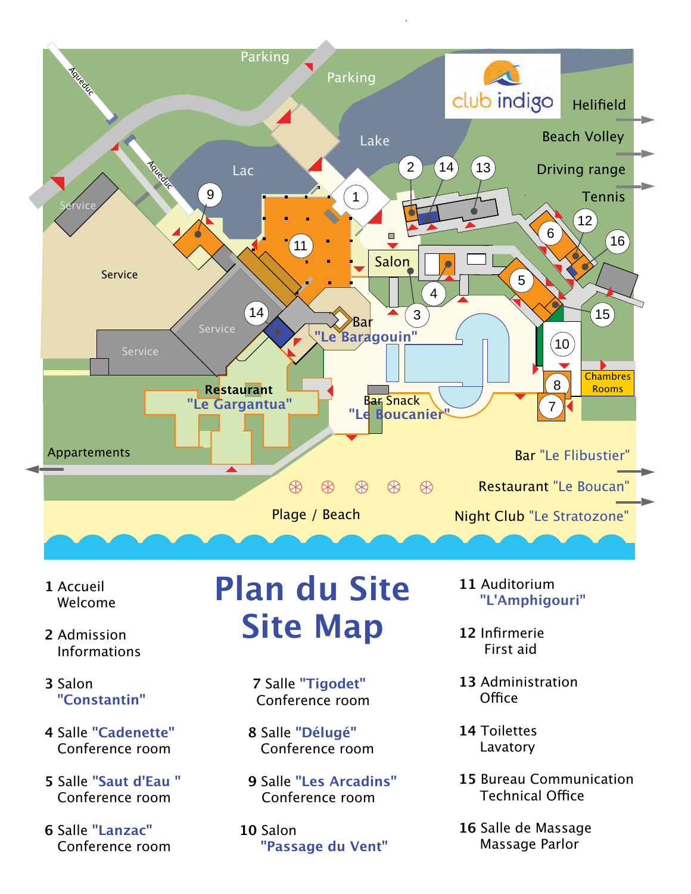# Plan du Site
# Site Map

1 Accueil
Welcome

2 Admission
Informations

3 Salon
"Constantin"

4 Salle "Cadenette"
Conference room

5 Salle "Saut d'Eau "
Conference room

6 Salle "Lanzac"
Conference room

7 Salle "Tigodet"
Conference room

8 Salle "Délugé"
Conference room

9 Salle "Les Arcadins"
Conference room

10 Salon
"Passage du Vent"

11 Auditorium
"L'Amphigouri"

12 Infirmerie
First aid

13 Administration
Office

14 Toilettes
Lavatory

15 Bureau Communication
Technical Office

16 Salle de Massage
Massage Parlor